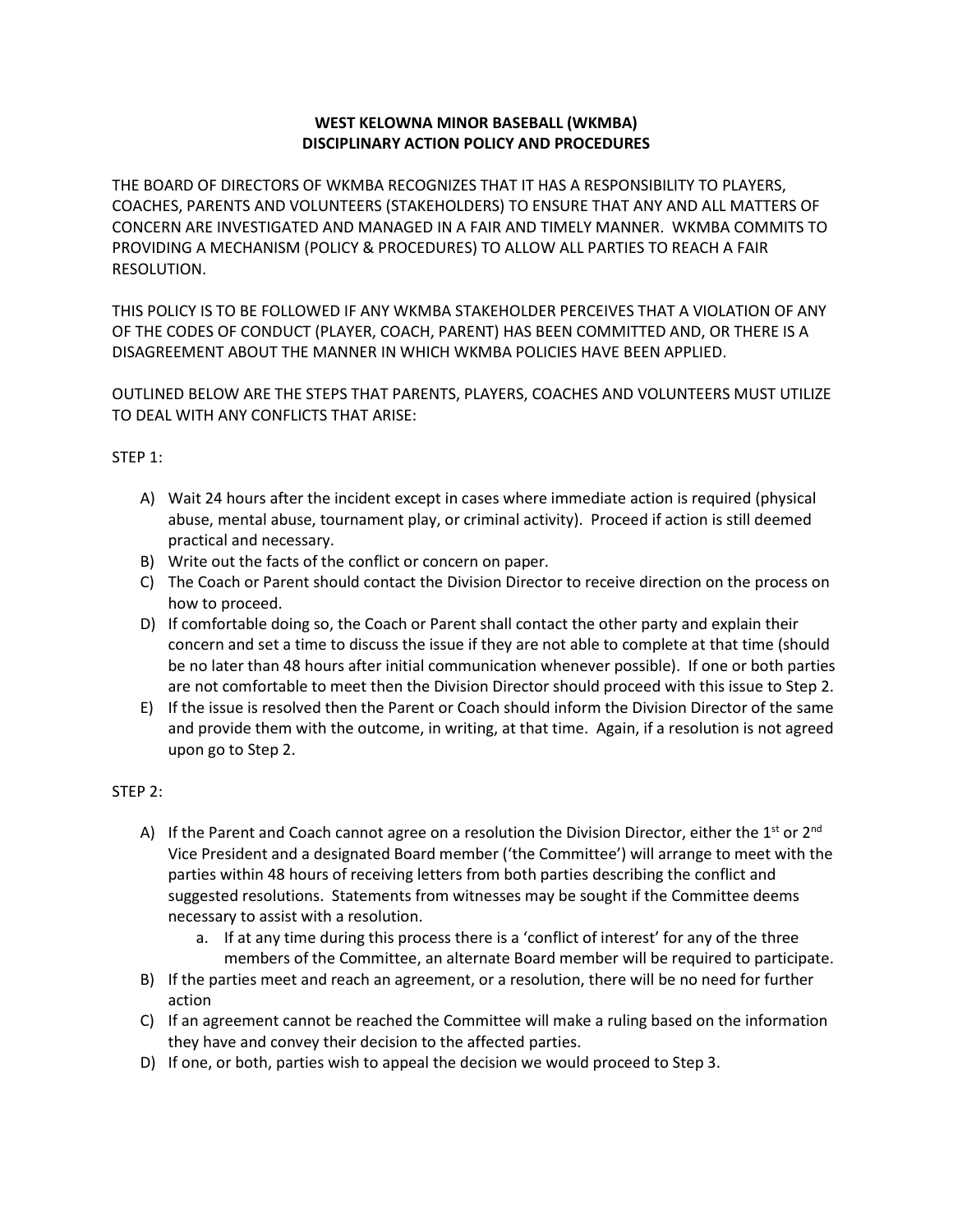# WEST KELOWNA MINOR BASEBALL (WKMBA)
# DISCIPLINARY ACTION POLICY AND PROCEDURES

THE BOARD OF DIRECTORS OF WKMBA RECOGNIZES THAT IT HAS A RESPONSIBILITY TO PLAYERS, COACHES, PARENTS AND VOLUNTEERS (STAKEHOLDERS) TO ENSURE THAT ANY AND ALL MATTERS OF CONCERN ARE INVESTIGATED AND MANAGED IN A FAIR AND TIMELY MANNER. WKMBA COMMITS TO PROVIDING A MECHANISM (POLICY & PROCEDURES) TO ALLOW ALL PARTIES TO REACH A FAIR RESOLUTION.

THIS POLICY IS TO BE FOLLOWED IF ANY WKMBA STAKEHOLDER PERCEIVES THAT A VIOLATION OF ANY OF THE CODES OF CONDUCT (PLAYER, COACH, PARENT) HAS BEEN COMMITTED AND, OR THERE IS A DISAGREEMENT ABOUT THE MANNER IN WHICH WKMBA POLICIES HAVE BEEN APPLIED.

OUTLINED BELOW ARE THE STEPS THAT PARENTS, PLAYERS, COACHES AND VOLUNTEERS MUST UTILIZE TO DEAL WITH ANY CONFLICTS THAT ARISE:

STEP 1:

A) Wait 24 hours after the incident except in cases where immediate action is required (physical abuse, mental abuse, tournament play, or criminal activity). Proceed if action is still deemed practical and necessary.
B) Write out the facts of the conflict or concern on paper.
C) The Coach or Parent should contact the Division Director to receive direction on the process on how to proceed.
D) If comfortable doing so, the Coach or Parent shall contact the other party and explain their concern and set a time to discuss the issue if they are not able to complete at that time (should be no later than 48 hours after initial communication whenever possible). If one or both parties are not comfortable to meet then the Division Director should proceed with this issue to Step 2.
E) If the issue is resolved then the Parent or Coach should inform the Division Director of the same and provide them with the outcome, in writing, at that time. Again, if a resolution is not agreed upon go to Step 2.

STEP 2:

A) If the Parent and Coach cannot agree on a resolution the Division Director, either the 1st or 2nd Vice President and a designated Board member ('the Committee') will arrange to meet with the parties within 48 hours of receiving letters from both parties describing the conflict and suggested resolutions. Statements from witnesses may be sought if the Committee deems necessary to assist with a resolution.
   a. If at any time during this process there is a 'conflict of interest' for any of the three members of the Committee, an alternate Board member will be required to participate.
B) If the parties meet and reach an agreement, or a resolution, there will be no need for further action
C) If an agreement cannot be reached the Committee will make a ruling based on the information they have and convey their decision to the affected parties.
D) If one, or both, parties wish to appeal the decision we would proceed to Step 3.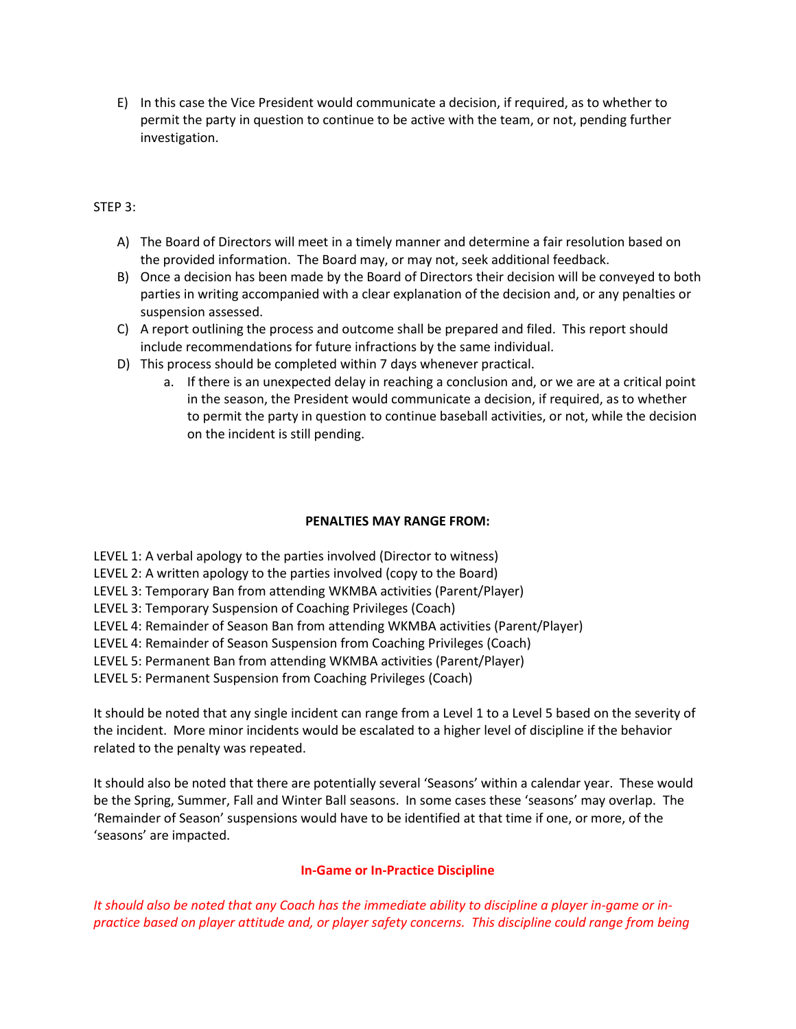E) In this case the Vice President would communicate a decision, if required, as to whether to permit the party in question to continue to be active with the team, or not, pending further investigation.

STEP 3:

A) The Board of Directors will meet in a timely manner and determine a fair resolution based on the provided information. The Board may, or may not, seek additional feedback.
B) Once a decision has been made by the Board of Directors their decision will be conveyed to both parties in writing accompanied with a clear explanation of the decision and, or any penalties or suspension assessed.
C) A report outlining the process and outcome shall be prepared and filed. This report should include recommendations for future infractions by the same individual.
D) This process should be completed within 7 days whenever practical.
   a. If there is an unexpected delay in reaching a conclusion and, or we are at a critical point in the season, the President would communicate a decision, if required, as to whether to permit the party in question to continue baseball activities, or not, while the decision on the incident is still pending.

**PENALTIES MAY RANGE FROM:**

LEVEL 1: A verbal apology to the parties involved (Director to witness)
LEVEL 2: A written apology to the parties involved (copy to the Board)
LEVEL 3: Temporary Ban from attending WKMBA activities (Parent/Player)
LEVEL 3: Temporary Suspension of Coaching Privileges (Coach)
LEVEL 4: Remainder of Season Ban from attending WKMBA activities (Parent/Player)
LEVEL 4: Remainder of Season Suspension from Coaching Privileges (Coach)
LEVEL 5: Permanent Ban from attending WKMBA activities (Parent/Player)
LEVEL 5: Permanent Suspension from Coaching Privileges (Coach)

It should be noted that any single incident can range from a Level 1 to a Level 5 based on the severity of the incident. More minor incidents would be escalated to a higher level of discipline if the behavior related to the penalty was repeated.

It should also be noted that there are potentially several 'Seasons' within a calendar year. These would be the Spring, Summer, Fall and Winter Ball seasons. In some cases these 'seasons' may overlap. The 'Remainder of Season' suspensions would have to be identified at that time if one, or more, of the 'seasons' are impacted.

**In-Game or In-Practice Discipline**

*It should also be noted that any Coach has the immediate ability to discipline a player in-game or in-practice based on player attitude and, or player safety concerns. This discipline could range from being*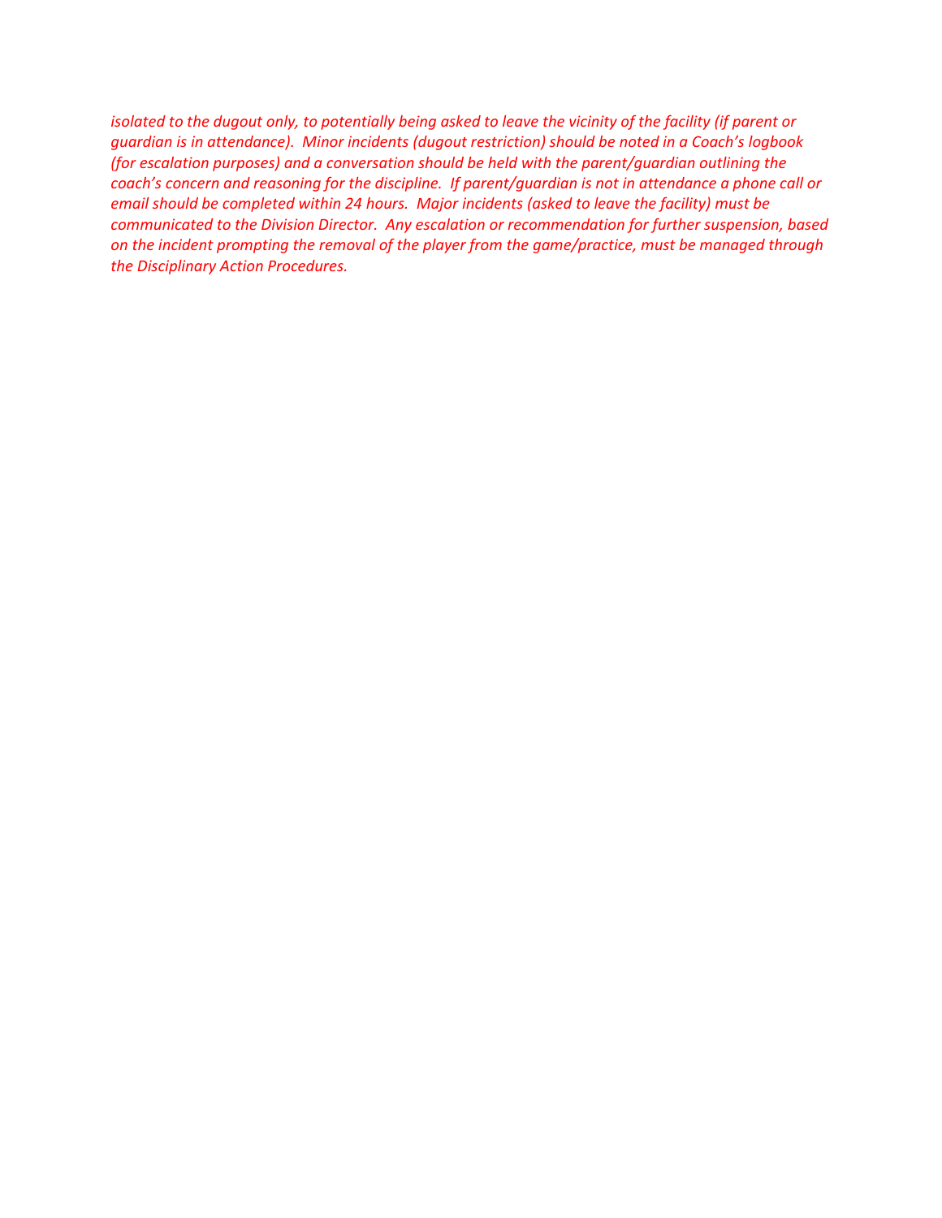*isolated to the dugout only, to potentially being asked to leave the vicinity of the facility (if parent or guardian is in attendance). Minor incidents (dugout restriction) should be noted in a Coach's logbook (for escalation purposes) and a conversation should be held with the parent/guardian outlining the coach's concern and reasoning for the discipline. If parent/guardian is not in attendance a phone call or email should be completed within 24 hours. Major incidents (asked to leave the facility) must be communicated to the Division Director. Any escalation or recommendation for further suspension, based on the incident prompting the removal of the player from the game/practice, must be managed through the Disciplinary Action Procedures.*